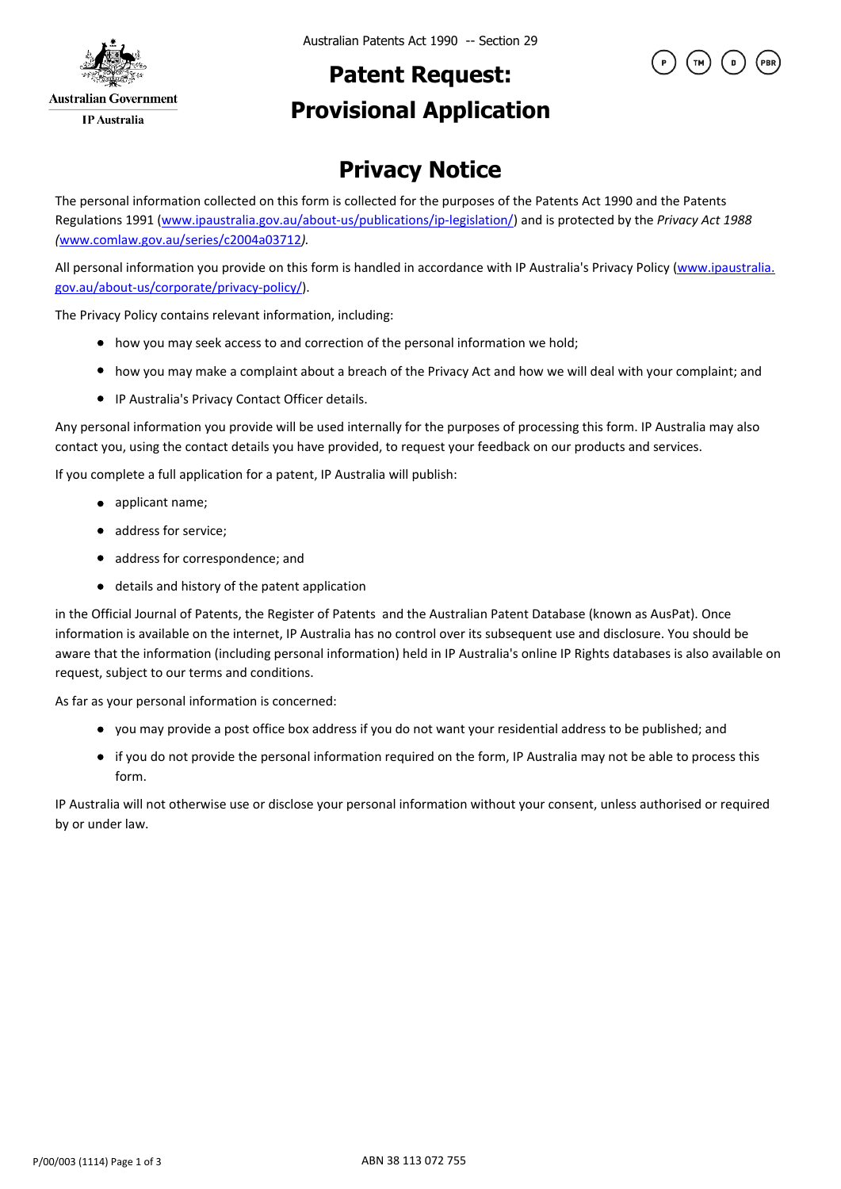Australian Government

IP Australia

Australian Patents Act 1990 -- Section 29

# Patent Request: Provisional Application

## Privacy Notice

The personal information collected on this form is collected for the purposes of the Patents Act 1990 and the Patents Regulations 1991 (www.ipaustralia.gov.au/about-us/publications/ip-legislation/) and is protected by the *Privacy Act 1988* (www.comlaw.gov.au/series/c2004a03712).

All personal information you provide on this form is handled in accordance with IP Australia's Privacy Policy (www.ipaustralia.gov.au/about-us/corporate/privacy-policy/).

The Privacy Policy contains relevant information, including:

- how you may seek access to and correction of the personal information we hold;
- how you may make a complaint about a breach of the Privacy Act and how we will deal with your complaint; and
- IP Australia's Privacy Contact Officer details.

Any personal information you provide will be used internally for the purposes of processing this form. IP Australia may also contact you, using the contact details you have provided, to request your feedback on our products and services.

If you complete a full application for a patent, IP Australia will publish:

- applicant name;
- address for service;
- address for correspondence; and
- details and history of the patent application

in the Official Journal of Patents, the Register of Patents and the Australian Patent Database (known as AusPat). Once information is available on the internet, IP Australia has no control over its subsequent use and disclosure. You should be aware that the information (including personal information) held in IP Australia's online IP Rights databases is also available on request, subject to our terms and conditions.

As far as your personal information is concerned:

- you may provide a post office box address if you do not want your residential address to be published; and
- if you do not provide the personal information required on the form, IP Australia may not be able to process this form.

IP Australia will not otherwise use or disclose your personal information without your consent, unless authorised or required by or under law.

P/00/003 (1114)

ABN 38 113 072 755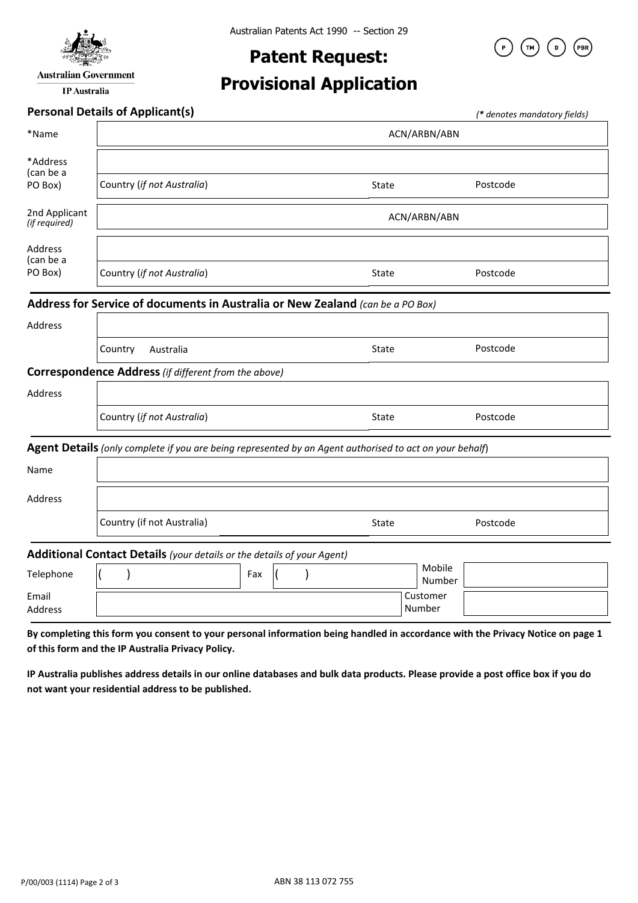Australian Patents Act 1990 -- Section 29

Australian Government

IP Australia

P TM D PBR

# Patent Request: Provisional Application

## Personal Details of Applicant(s)

*(* denotes mandatory fields)*

| | | | |
|---|---|---|---|
| *Name | | ACN/ARBN/ABN | |
| *Address (can be a PO Box) | | | |
| | Country (*if not Australia*) | State | Postcode |
| 2nd Applicant *(if required)* | | ACN/ARBN/ABN | |
| Address (can be a PO Box) | | | |
| | Country (*if not Australia*) | State | Postcode |

## Address for Service of documents in Australia or New Zealand *(can be a PO Box)*

| | | | |
|---|---|---|---|
| Address | | | |
| | Country Australia | State | Postcode |

## Correspondence Address *(if different from the above)*

| | | | |
|---|---|---|---|
| Address | | | |
| | Country (*if not Australia*) | State | Postcode |

## Agent Details *(only complete if you are being represented by an Agent authorised to act on your behalf)*

| | | | |
|---|---|---|---|
| Name | | | |
| Address | | | |
| | Country (if not Australia) | State | Postcode |

## Additional Contact Details *(your details or the details of your Agent)*

| | | | | | |
|---|---|---|---|---|---|
| Telephone | ( ) | Fax | ( ) | Mobile Number | |
| Email Address | | | | Customer Number | |

**By completing this form you consent to your personal information being handled in accordance with the Privacy Notice on page 1 of this form and the IP Australia Privacy Policy.**

**IP Australia publishes address details in our online databases and bulk data products. Please provide a post office box if you do not want your residential address to be published.**

P/00/003 (1114)

ABN 38 113 072 755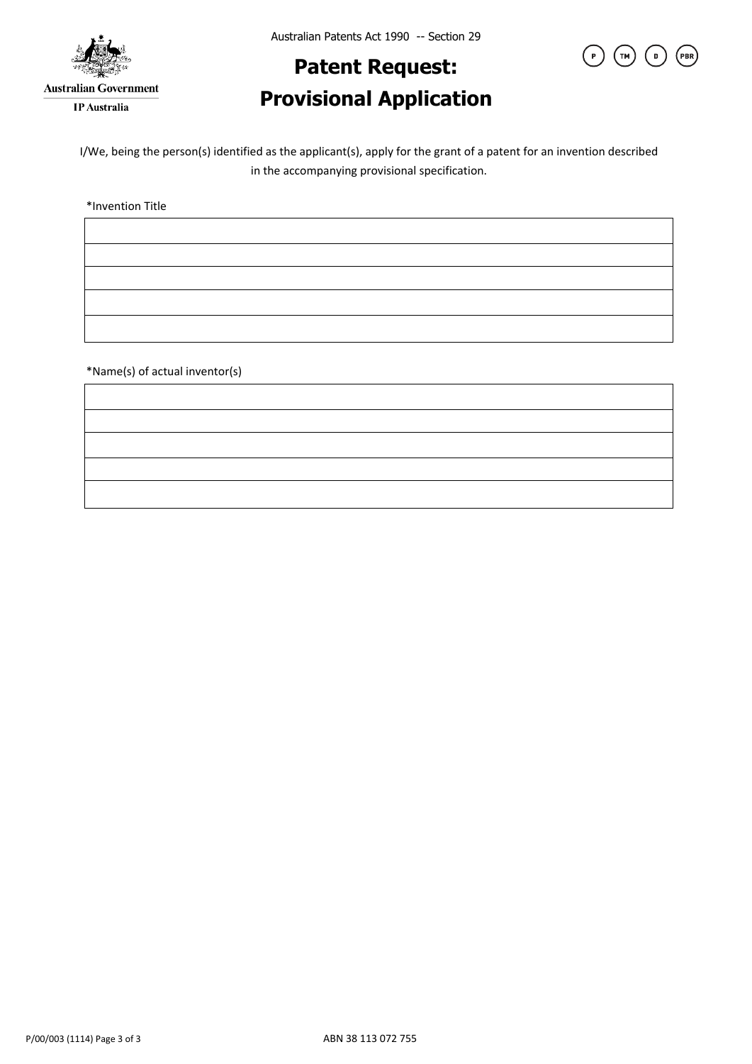Australian Government

IP Australia

Australian Patents Act 1990 -- Section 29

# Patent Request: Provisional Application

P TM D PBR

I/We, being the person(s) identified as the applicant(s), apply for the grant of a patent for an invention described in the accompanying provisional specification.

*Invention Title

| |
|---|
| |
| |
| |
| |
| |

*Name(s) of actual inventor(s)

| |
|---|
| |
| |
| |
| |
| |

P/00/003 (1114)

ABN 38 113 072 755